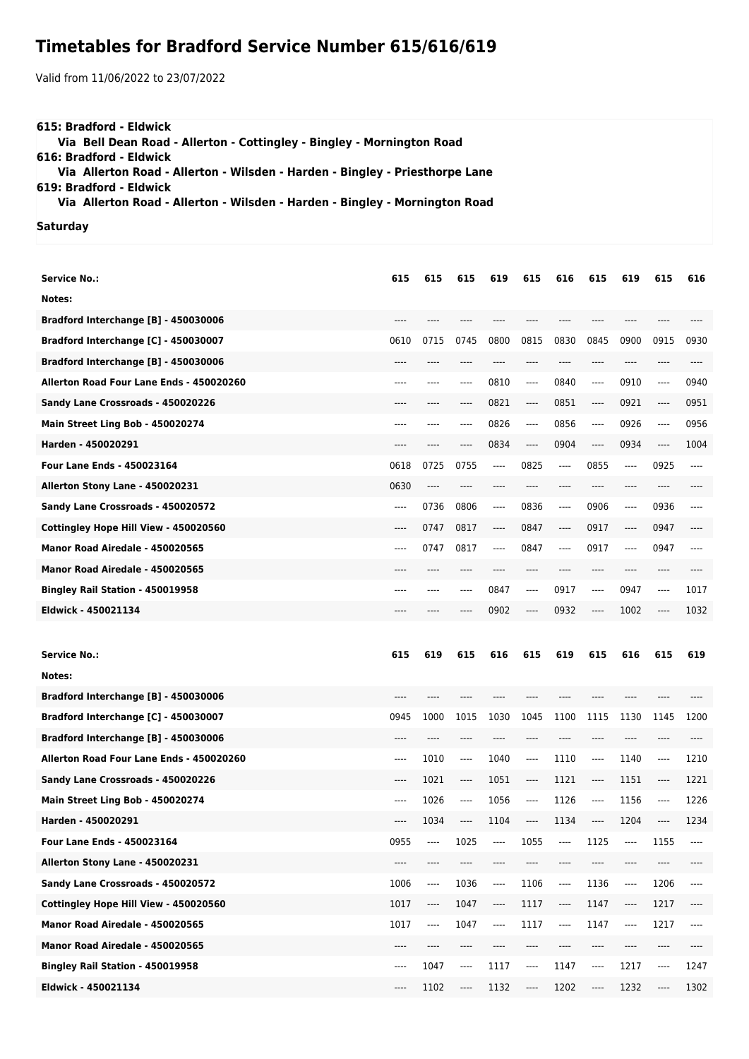# Timetables for Bradford Service Number 615/616/619

Valid from 11/06/2022 to 23/07/2022

**615: Bradford - Eldwick**
**Via Bell Dean Road - Allerton - Cottingley - Bingley - Mornington Road**
**616: Bradford - Eldwick**
**Via Allerton Road - Allerton - Wilsden - Harden - Bingley - Priesthorpe Lane**
**619: Bradford - Eldwick**
**Via Allerton Road - Allerton - Wilsden - Harden - Bingley - Mornington Road**

**Saturday**

| Service No.: | 615 | 615 | 615 | 619 | 615 | 616 | 615 | 619 | 615 | 616 |
|---|---|---|---|---|---|---|---|---|---|---|
| Notes: | | | | | | | | | | |
| Bradford Interchange [B] - 450030006 | ---- | ---- | ---- | ---- | ---- | ---- | ---- | ---- | ---- | ---- |
| Bradford Interchange [C] - 450030007 | 0610 | 0715 | 0745 | 0800 | 0815 | 0830 | 0845 | 0900 | 0915 | 0930 |
| Bradford Interchange [B] - 450030006 | ---- | ---- | ---- | ---- | ---- | ---- | ---- | ---- | ---- | ---- |
| Allerton Road Four Lane Ends - 450020260 | ---- | ---- | ---- | 0810 | ---- | 0840 | ---- | 0910 | ---- | 0940 |
| Sandy Lane Crossroads - 450020226 | ---- | ---- | ---- | 0821 | ---- | 0851 | ---- | 0921 | ---- | 0951 |
| Main Street Ling Bob - 450020274 | ---- | ---- | ---- | 0826 | ---- | 0856 | ---- | 0926 | ---- | 0956 |
| Harden - 450020291 | ---- | ---- | ---- | 0834 | ---- | 0904 | ---- | 0934 | ---- | 1004 |
| Four Lane Ends - 450023164 | 0618 | 0725 | 0755 | ---- | 0825 | ---- | 0855 | ---- | 0925 | ---- |
| Allerton Stony Lane - 450020231 | 0630 | ---- | ---- | ---- | ---- | ---- | ---- | ---- | ---- | ---- |
| Sandy Lane Crossroads - 450020572 | ---- | 0736 | 0806 | ---- | 0836 | ---- | 0906 | ---- | 0936 | ---- |
| Cottingley Hope Hill View - 450020560 | ---- | 0747 | 0817 | ---- | 0847 | ---- | 0917 | ---- | 0947 | ---- |
| Manor Road Airedale - 450020565 | ---- | 0747 | 0817 | ---- | 0847 | ---- | 0917 | ---- | 0947 | ---- |
| Manor Road Airedale - 450020565 | ---- | ---- | ---- | ---- | ---- | ---- | ---- | ---- | ---- | ---- |
| Bingley Rail Station - 450019958 | ---- | ---- | ---- | 0847 | ---- | 0917 | ---- | 0947 | ---- | 1017 |
| Eldwick - 450021134 | ---- | ---- | ---- | 0902 | ---- | 0932 | ---- | 1002 | ---- | 1032 |

| Service No.: | 615 | 619 | 615 | 616 | 615 | 619 | 615 | 616 | 615 | 619 |
|---|---|---|---|---|---|---|---|---|---|---|
| Notes: | | | | | | | | | | |
| Bradford Interchange [B] - 450030006 | ---- | ---- | ---- | ---- | ---- | ---- | ---- | ---- | ---- | ---- |
| Bradford Interchange [C] - 450030007 | 0945 | 1000 | 1015 | 1030 | 1045 | 1100 | 1115 | 1130 | 1145 | 1200 |
| Bradford Interchange [B] - 450030006 | ---- | ---- | ---- | ---- | ---- | ---- | ---- | ---- | ---- | ---- |
| Allerton Road Four Lane Ends - 450020260 | ---- | 1010 | ---- | 1040 | ---- | 1110 | ---- | 1140 | ---- | 1210 |
| Sandy Lane Crossroads - 450020226 | ---- | 1021 | ---- | 1051 | ---- | 1121 | ---- | 1151 | ---- | 1221 |
| Main Street Ling Bob - 450020274 | ---- | 1026 | ---- | 1056 | ---- | 1126 | ---- | 1156 | ---- | 1226 |
| Harden - 450020291 | ---- | 1034 | ---- | 1104 | ---- | 1134 | ---- | 1204 | ---- | 1234 |
| Four Lane Ends - 450023164 | 0955 | ---- | 1025 | ---- | 1055 | ---- | 1125 | ---- | 1155 | ---- |
| Allerton Stony Lane - 450020231 | ---- | ---- | ---- | ---- | ---- | ---- | ---- | ---- | ---- | ---- |
| Sandy Lane Crossroads - 450020572 | 1006 | ---- | 1036 | ---- | 1106 | ---- | 1136 | ---- | 1206 | ---- |
| Cottingley Hope Hill View - 450020560 | 1017 | ---- | 1047 | ---- | 1117 | ---- | 1147 | ---- | 1217 | ---- |
| Manor Road Airedale - 450020565 | 1017 | ---- | 1047 | ---- | 1117 | ---- | 1147 | ---- | 1217 | ---- |
| Manor Road Airedale - 450020565 | ---- | ---- | ---- | ---- | ---- | ---- | ---- | ---- | ---- | ---- |
| Bingley Rail Station - 450019958 | ---- | 1047 | ---- | 1117 | ---- | 1147 | ---- | 1217 | ---- | 1247 |
| Eldwick - 450021134 | ---- | 1102 | ---- | 1132 | ---- | 1202 | ---- | 1232 | ---- | 1302 |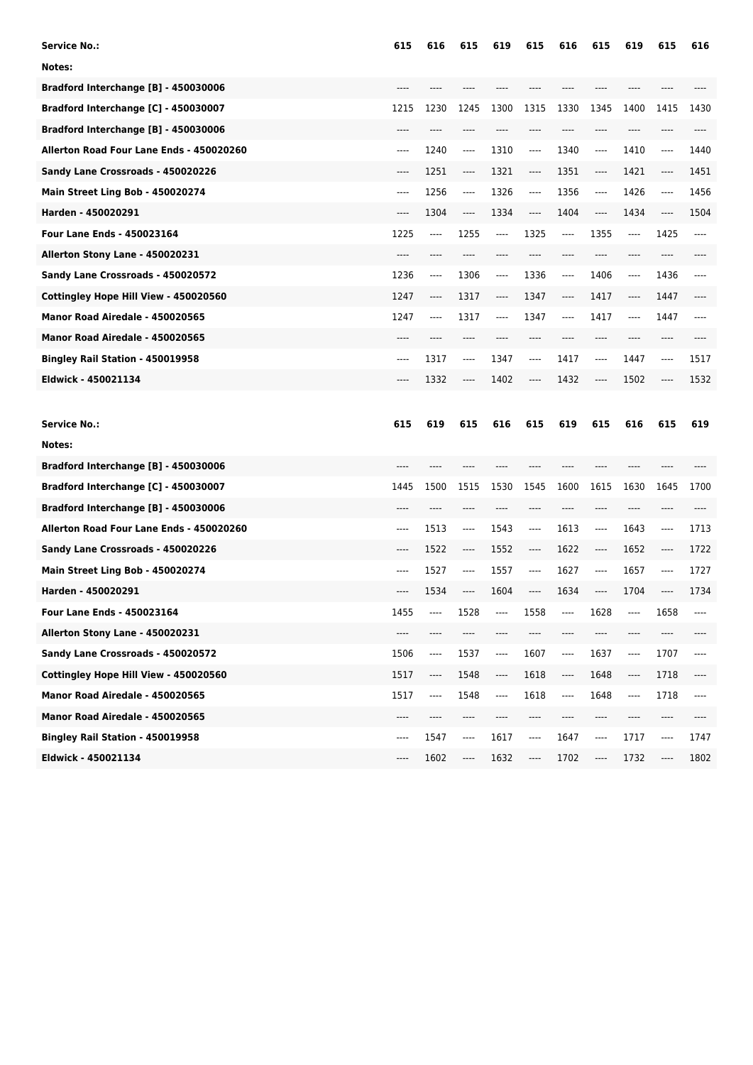| Service No.: | 615 | 616 | 615 | 619 | 615 | 616 | 615 | 619 | 615 | 616 |
|---|---|---|---|---|---|---|---|---|---|---|
| Notes: | | | | | | | | | | |
| Bradford Interchange [B] - 450030006 | ---- | ---- | ---- | ---- | ---- | ---- | ---- | ---- | ---- | ---- |
| Bradford Interchange [C] - 450030007 | 1215 | 1230 | 1245 | 1300 | 1315 | 1330 | 1345 | 1400 | 1415 | 1430 |
| Bradford Interchange [B] - 450030006 | ---- | ---- | ---- | ---- | ---- | ---- | ---- | ---- | ---- | ---- |
| Allerton Road Four Lane Ends - 450020260 | ---- | 1240 | ---- | 1310 | ---- | 1340 | ---- | 1410 | ---- | 1440 |
| Sandy Lane Crossroads - 450020226 | ---- | 1251 | ---- | 1321 | ---- | 1351 | ---- | 1421 | ---- | 1451 |
| Main Street Ling Bob - 450020274 | ---- | 1256 | ---- | 1326 | ---- | 1356 | ---- | 1426 | ---- | 1456 |
| Harden - 450020291 | ---- | 1304 | ---- | 1334 | ---- | 1404 | ---- | 1434 | ---- | 1504 |
| Four Lane Ends - 450023164 | 1225 | ---- | 1255 | ---- | 1325 | ---- | 1355 | ---- | 1425 | ---- |
| Allerton Stony Lane - 450020231 | ---- | ---- | ---- | ---- | ---- | ---- | ---- | ---- | ---- | ---- |
| Sandy Lane Crossroads - 450020572 | 1236 | ---- | 1306 | ---- | 1336 | ---- | 1406 | ---- | 1436 | ---- |
| Cottingley Hope Hill View - 450020560 | 1247 | ---- | 1317 | ---- | 1347 | ---- | 1417 | ---- | 1447 | ---- |
| Manor Road Airedale - 450020565 | 1247 | ---- | 1317 | ---- | 1347 | ---- | 1417 | ---- | 1447 | ---- |
| Manor Road Airedale - 450020565 | ---- | ---- | ---- | ---- | ---- | ---- | ---- | ---- | ---- | ---- |
| Bingley Rail Station - 450019958 | ---- | 1317 | ---- | 1347 | ---- | 1417 | ---- | 1447 | ---- | 1517 |
| Eldwick - 450021134 | ---- | 1332 | ---- | 1402 | ---- | 1432 | ---- | 1502 | ---- | 1532 |

| Service No.: | 615 | 619 | 615 | 616 | 615 | 619 | 615 | 616 | 615 | 619 |
|---|---|---|---|---|---|---|---|---|---|---|
| Notes: | | | | | | | | | | |
| Bradford Interchange [B] - 450030006 | ---- | ---- | ---- | ---- | ---- | ---- | ---- | ---- | ---- | ---- |
| Bradford Interchange [C] - 450030007 | 1445 | 1500 | 1515 | 1530 | 1545 | 1600 | 1615 | 1630 | 1645 | 1700 |
| Bradford Interchange [B] - 450030006 | ---- | ---- | ---- | ---- | ---- | ---- | ---- | ---- | ---- | ---- |
| Allerton Road Four Lane Ends - 450020260 | ---- | 1513 | ---- | 1543 | ---- | 1613 | ---- | 1643 | ---- | 1713 |
| Sandy Lane Crossroads - 450020226 | ---- | 1522 | ---- | 1552 | ---- | 1622 | ---- | 1652 | ---- | 1722 |
| Main Street Ling Bob - 450020274 | ---- | 1527 | ---- | 1557 | ---- | 1627 | ---- | 1657 | ---- | 1727 |
| Harden - 450020291 | ---- | 1534 | ---- | 1604 | ---- | 1634 | ---- | 1704 | ---- | 1734 |
| Four Lane Ends - 450023164 | 1455 | ---- | 1528 | ---- | 1558 | ---- | 1628 | ---- | 1658 | ---- |
| Allerton Stony Lane - 450020231 | ---- | ---- | ---- | ---- | ---- | ---- | ---- | ---- | ---- | ---- |
| Sandy Lane Crossroads - 450020572 | 1506 | ---- | 1537 | ---- | 1607 | ---- | 1637 | ---- | 1707 | ---- |
| Cottingley Hope Hill View - 450020560 | 1517 | ---- | 1548 | ---- | 1618 | ---- | 1648 | ---- | 1718 | ---- |
| Manor Road Airedale - 450020565 | 1517 | ---- | 1548 | ---- | 1618 | ---- | 1648 | ---- | 1718 | ---- |
| Manor Road Airedale - 450020565 | ---- | ---- | ---- | ---- | ---- | ---- | ---- | ---- | ---- | ---- |
| Bingley Rail Station - 450019958 | ---- | 1547 | ---- | 1617 | ---- | 1647 | ---- | 1717 | ---- | 1747 |
| Eldwick - 450021134 | ---- | 1602 | ---- | 1632 | ---- | 1702 | ---- | 1732 | ---- | 1802 |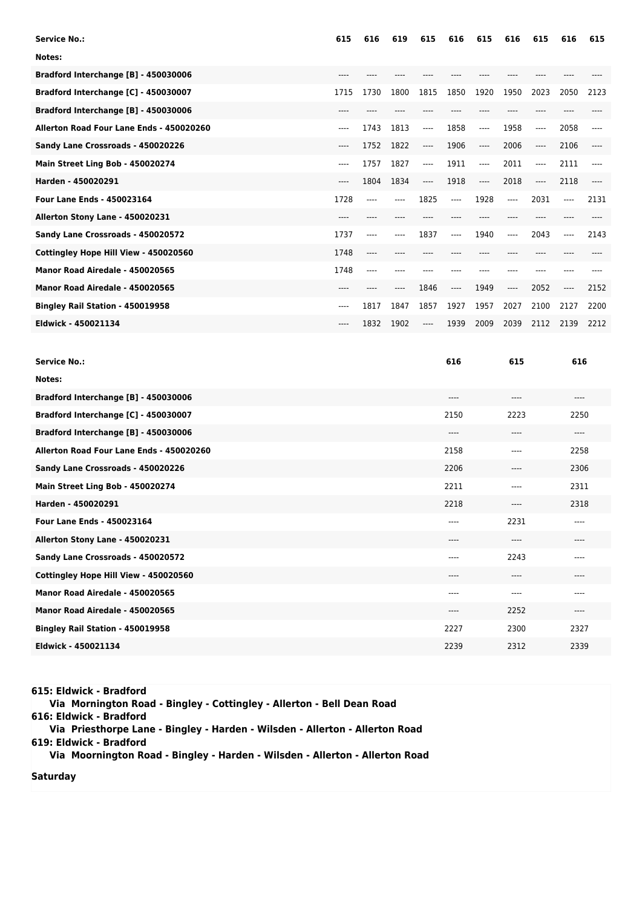| Service No.: | 615 | 616 | 619 | 615 | 616 | 615 | 616 | 615 | 616 | 615 |
|---|---|---|---|---|---|---|---|---|---|---|
| Notes: | | | | | | | | | | |
| Bradford Interchange [B] - 450030006 | ---- | ---- | ---- | ---- | ---- | ---- | ---- | ---- | ---- | ---- |
| Bradford Interchange [C] - 450030007 | 1715 | 1730 | 1800 | 1815 | 1850 | 1920 | 1950 | 2023 | 2050 | 2123 |
| Bradford Interchange [B] - 450030006 | ---- | ---- | ---- | ---- | ---- | ---- | ---- | ---- | ---- | ---- |
| Allerton Road Four Lane Ends - 450020260 | ---- | 1743 | 1813 | ---- | 1858 | ---- | 1958 | ---- | 2058 | ---- |
| Sandy Lane Crossroads - 450020226 | ---- | 1752 | 1822 | ---- | 1906 | ---- | 2006 | ---- | 2106 | ---- |
| Main Street Ling Bob - 450020274 | ---- | 1757 | 1827 | ---- | 1911 | ---- | 2011 | ---- | 2111 | ---- |
| Harden - 450020291 | ---- | 1804 | 1834 | ---- | 1918 | ---- | 2018 | ---- | 2118 | ---- |
| Four Lane Ends - 450023164 | 1728 | ---- | ---- | 1825 | ---- | 1928 | ---- | 2031 | ---- | 2131 |
| Allerton Stony Lane - 450020231 | ---- | ---- | ---- | ---- | ---- | ---- | ---- | ---- | ---- | ---- |
| Sandy Lane Crossroads - 450020572 | 1737 | ---- | ---- | 1837 | ---- | 1940 | ---- | 2043 | ---- | 2143 |
| Cottingley Hope Hill View - 450020560 | 1748 | ---- | ---- | ---- | ---- | ---- | ---- | ---- | ---- | ---- |
| Manor Road Airedale - 450020565 | 1748 | ---- | ---- | ---- | ---- | ---- | ---- | ---- | ---- | ---- |
| Manor Road Airedale - 450020565 | ---- | ---- | ---- | 1846 | ---- | 1949 | ---- | 2052 | ---- | 2152 |
| Bingley Rail Station - 450019958 | ---- | 1817 | 1847 | 1857 | 1927 | 1957 | 2027 | 2100 | 2127 | 2200 |
| Eldwick - 450021134 | ---- | 1832 | 1902 | ---- | 1939 | 2009 | 2039 | 2112 | 2139 | 2212 |

| Service No.: | 616 | 615 | 616 |
|---|---|---|---|
| Notes: | | | |
| Bradford Interchange [B] - 450030006 | ---- | ---- | ---- |
| Bradford Interchange [C] - 450030007 | 2150 | 2223 | 2250 |
| Bradford Interchange [B] - 450030006 | ---- | ---- | ---- |
| Allerton Road Four Lane Ends - 450020260 | 2158 | ---- | 2258 |
| Sandy Lane Crossroads - 450020226 | 2206 | ---- | 2306 |
| Main Street Ling Bob - 450020274 | 2211 | ---- | 2311 |
| Harden - 450020291 | 2218 | ---- | 2318 |
| Four Lane Ends - 450023164 | ---- | 2231 | ---- |
| Allerton Stony Lane - 450020231 | ---- | ---- | ---- |
| Sandy Lane Crossroads - 450020572 | ---- | 2243 | ---- |
| Cottingley Hope Hill View - 450020560 | ---- | ---- | ---- |
| Manor Road Airedale - 450020565 | ---- | ---- | ---- |
| Manor Road Airedale - 450020565 | ---- | 2252 | ---- |
| Bingley Rail Station - 450019958 | 2227 | 2300 | 2327 |
| Eldwick - 450021134 | 2239 | 2312 | 2339 |

**615: Eldwick - Bradford**
**Via Mornington Road - Bingley - Cottingley - Allerton - Bell Dean Road**
**616: Eldwick - Bradford**
**Via Priesthorpe Lane - Bingley - Harden - Wilsden - Allerton - Allerton Road**
**619: Eldwick - Bradford**
**Via Moornington Road - Bingley - Harden - Wilsden - Allerton - Allerton Road**

**Saturday**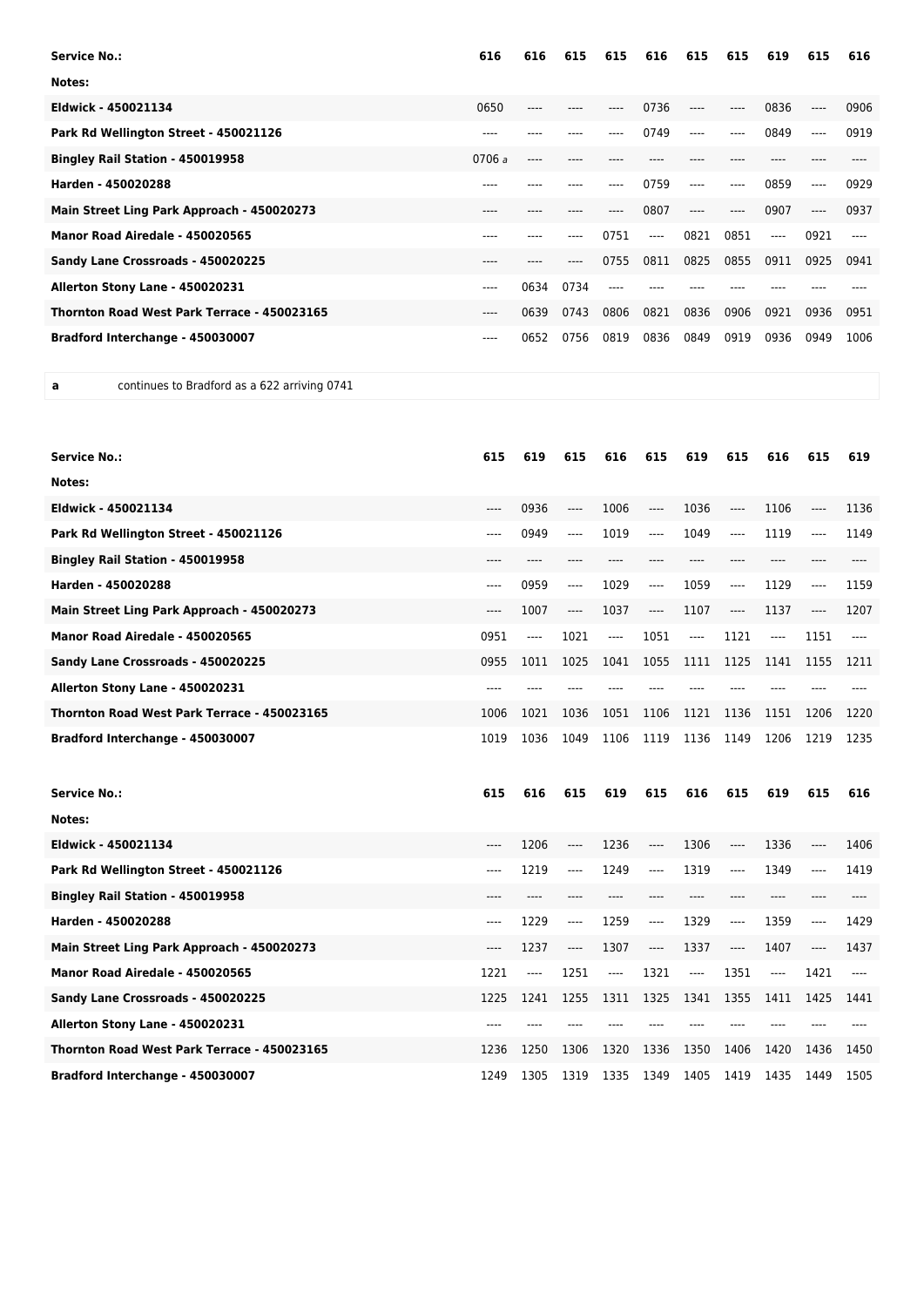| Service No.: | 616 | 616 | 615 | 615 | 616 | 615 | 615 | 619 | 615 | 616 |
|---|---|---|---|---|---|---|---|---|---|---|
| Notes: | | | | | | | | | | |
| Eldwick - 450021134 | 0650 | ---- | ---- | ---- | 0736 | ---- | ---- | 0836 | ---- | 0906 |
| Park Rd Wellington Street - 450021126 | ---- | ---- | ---- | ---- | 0749 | ---- | ---- | 0849 | ---- | 0919 |
| Bingley Rail Station - 450019958 | 0706 a | ---- | ---- | ---- | ---- | ---- | ---- | ---- | ---- | ---- |
| Harden - 450020288 | ---- | ---- | ---- | ---- | 0759 | ---- | ---- | 0859 | ---- | 0929 |
| Main Street Ling Park Approach - 450020273 | ---- | ---- | ---- | ---- | 0807 | ---- | ---- | 0907 | ---- | 0937 |
| Manor Road Airedale - 450020565 | ---- | ---- | ---- | 0751 | ---- | 0821 | 0851 | ---- | 0921 | ---- |
| Sandy Lane Crossroads - 450020225 | ---- | ---- | ---- | 0755 | 0811 | 0825 | 0855 | 0911 | 0925 | 0941 |
| Allerton Stony Lane - 450020231 | ---- | 0634 | 0734 | ---- | ---- | ---- | ---- | ---- | ---- | ---- |
| Thornton Road West Park Terrace - 450023165 | ---- | 0639 | 0743 | 0806 | 0821 | 0836 | 0906 | 0921 | 0936 | 0951 |
| Bradford Interchange - 450030007 | ---- | 0652 | 0756 | 0819 | 0836 | 0849 | 0919 | 0936 | 0949 | 1006 |

**a** continues to Bradford as a 622 arriving 0741

| Service No.: | 615 | 619 | 615 | 616 | 615 | 619 | 615 | 616 | 615 | 619 |
|---|---|---|---|---|---|---|---|---|---|---|
| Notes: | | | | | | | | | | |
| Eldwick - 450021134 | ---- | 0936 | ---- | 1006 | ---- | 1036 | ---- | 1106 | ---- | 1136 |
| Park Rd Wellington Street - 450021126 | ---- | 0949 | ---- | 1019 | ---- | 1049 | ---- | 1119 | ---- | 1149 |
| Bingley Rail Station - 450019958 | ---- | ---- | ---- | ---- | ---- | ---- | ---- | ---- | ---- | ---- |
| Harden - 450020288 | ---- | 0959 | ---- | 1029 | ---- | 1059 | ---- | 1129 | ---- | 1159 |
| Main Street Ling Park Approach - 450020273 | ---- | 1007 | ---- | 1037 | ---- | 1107 | ---- | 1137 | ---- | 1207 |
| Manor Road Airedale - 450020565 | 0951 | ---- | 1021 | ---- | 1051 | ---- | 1121 | ---- | 1151 | ---- |
| Sandy Lane Crossroads - 450020225 | 0955 | 1011 | 1025 | 1041 | 1055 | 1111 | 1125 | 1141 | 1155 | 1211 |
| Allerton Stony Lane - 450020231 | ---- | ---- | ---- | ---- | ---- | ---- | ---- | ---- | ---- | ---- |
| Thornton Road West Park Terrace - 450023165 | 1006 | 1021 | 1036 | 1051 | 1106 | 1121 | 1136 | 1151 | 1206 | 1220 |
| Bradford Interchange - 450030007 | 1019 | 1036 | 1049 | 1106 | 1119 | 1136 | 1149 | 1206 | 1219 | 1235 |

| Service No.: | 615 | 616 | 615 | 619 | 615 | 616 | 615 | 619 | 615 | 616 |
|---|---|---|---|---|---|---|---|---|---|---|
| Notes: | | | | | | | | | | |
| Eldwick - 450021134 | ---- | 1206 | ---- | 1236 | ---- | 1306 | ---- | 1336 | ---- | 1406 |
| Park Rd Wellington Street - 450021126 | ---- | 1219 | ---- | 1249 | ---- | 1319 | ---- | 1349 | ---- | 1419 |
| Bingley Rail Station - 450019958 | ---- | ---- | ---- | ---- | ---- | ---- | ---- | ---- | ---- | ---- |
| Harden - 450020288 | ---- | 1229 | ---- | 1259 | ---- | 1329 | ---- | 1359 | ---- | 1429 |
| Main Street Ling Park Approach - 450020273 | ---- | 1237 | ---- | 1307 | ---- | 1337 | ---- | 1407 | ---- | 1437 |
| Manor Road Airedale - 450020565 | 1221 | ---- | 1251 | ---- | 1321 | ---- | 1351 | ---- | 1421 | ---- |
| Sandy Lane Crossroads - 450020225 | 1225 | 1241 | 1255 | 1311 | 1325 | 1341 | 1355 | 1411 | 1425 | 1441 |
| Allerton Stony Lane - 450020231 | ---- | ---- | ---- | ---- | ---- | ---- | ---- | ---- | ---- | ---- |
| Thornton Road West Park Terrace - 450023165 | 1236 | 1250 | 1306 | 1320 | 1336 | 1350 | 1406 | 1420 | 1436 | 1450 |
| Bradford Interchange - 450030007 | 1249 | 1305 | 1319 | 1335 | 1349 | 1405 | 1419 | 1435 | 1449 | 1505 |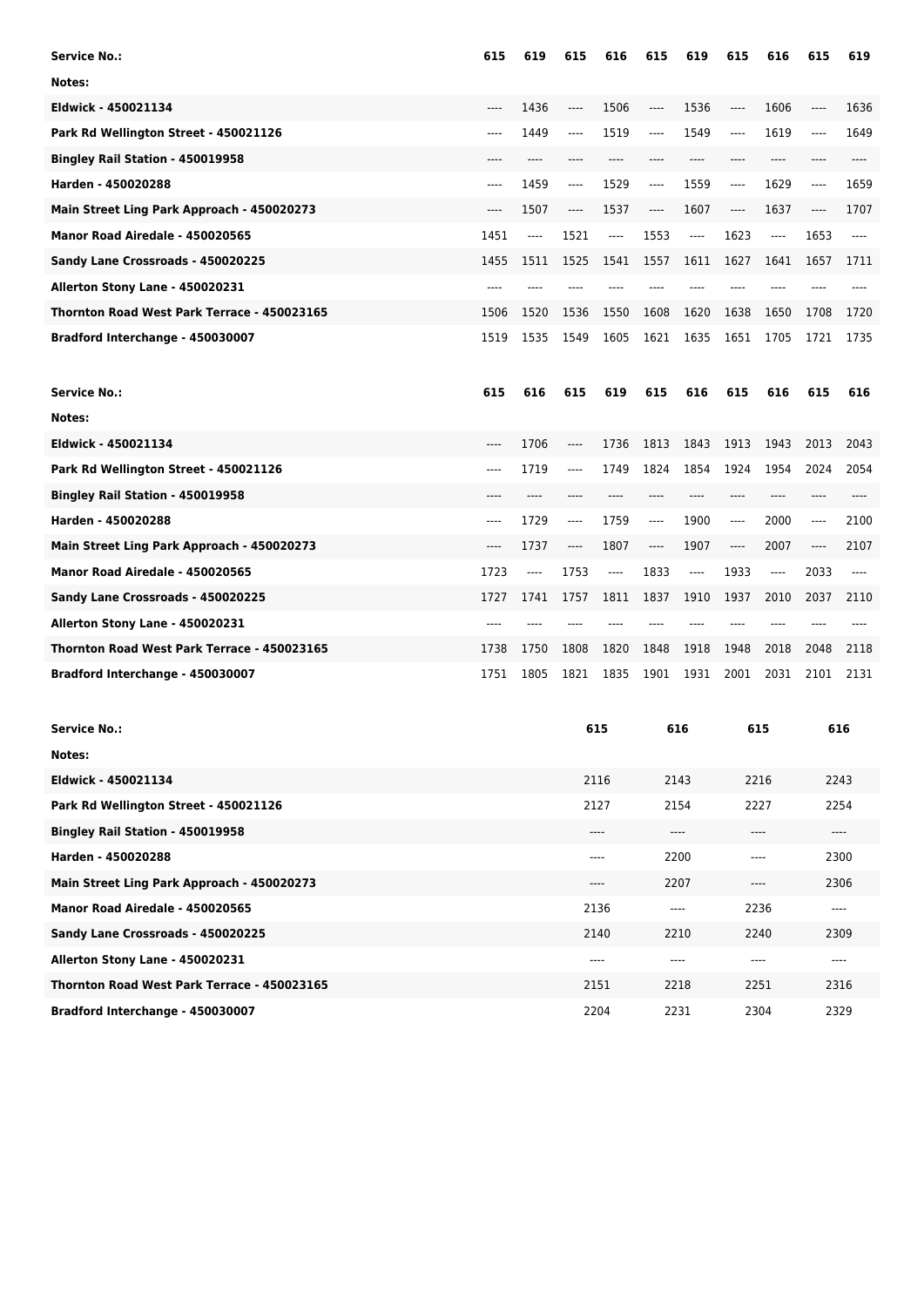| Service No.: | 615 | 619 | 615 | 616 | 615 | 619 | 615 | 616 | 615 | 619 |
|---|---|---|---|---|---|---|---|---|---|---|
| Notes: | | | | | | | | | | |
| Eldwick - 450021134 | ---- | 1436 | ---- | 1506 | ---- | 1536 | ---- | 1606 | ---- | 1636 |
| Park Rd Wellington Street - 450021126 | ---- | 1449 | ---- | 1519 | ---- | 1549 | ---- | 1619 | ---- | 1649 |
| Bingley Rail Station - 450019958 | ---- | ---- | ---- | ---- | ---- | ---- | ---- | ---- | ---- | ---- |
| Harden - 450020288 | ---- | 1459 | ---- | 1529 | ---- | 1559 | ---- | 1629 | ---- | 1659 |
| Main Street Ling Park Approach - 450020273 | ---- | 1507 | ---- | 1537 | ---- | 1607 | ---- | 1637 | ---- | 1707 |
| Manor Road Airedale - 450020565 | 1451 | ---- | 1521 | ---- | 1553 | ---- | 1623 | ---- | 1653 | ---- |
| Sandy Lane Crossroads - 450020225 | 1455 | 1511 | 1525 | 1541 | 1557 | 1611 | 1627 | 1641 | 1657 | 1711 |
| Allerton Stony Lane - 450020231 | ---- | ---- | ---- | ---- | ---- | ---- | ---- | ---- | ---- | ---- |
| Thornton Road West Park Terrace - 450023165 | 1506 | 1520 | 1536 | 1550 | 1608 | 1620 | 1638 | 1650 | 1708 | 1720 |
| Bradford Interchange - 450030007 | 1519 | 1535 | 1549 | 1605 | 1621 | 1635 | 1651 | 1705 | 1721 | 1735 |

| Service No.: | 615 | 616 | 615 | 619 | 615 | 616 | 615 | 616 | 615 | 616 |
|---|---|---|---|---|---|---|---|---|---|---|
| Notes: | | | | | | | | | | |
| Eldwick - 450021134 | ---- | 1706 | ---- | 1736 | 1813 | 1843 | 1913 | 1943 | 2013 | 2043 |
| Park Rd Wellington Street - 450021126 | ---- | 1719 | ---- | 1749 | 1824 | 1854 | 1924 | 1954 | 2024 | 2054 |
| Bingley Rail Station - 450019958 | ---- | ---- | ---- | ---- | ---- | ---- | ---- | ---- | ---- | ---- |
| Harden - 450020288 | ---- | 1729 | ---- | 1759 | ---- | 1900 | ---- | 2000 | ---- | 2100 |
| Main Street Ling Park Approach - 450020273 | ---- | 1737 | ---- | 1807 | ---- | 1907 | ---- | 2007 | ---- | 2107 |
| Manor Road Airedale - 450020565 | 1723 | ---- | 1753 | ---- | 1833 | ---- | 1933 | ---- | 2033 | ---- |
| Sandy Lane Crossroads - 450020225 | 1727 | 1741 | 1757 | 1811 | 1837 | 1910 | 1937 | 2010 | 2037 | 2110 |
| Allerton Stony Lane - 450020231 | ---- | ---- | ---- | ---- | ---- | ---- | ---- | ---- | ---- | ---- |
| Thornton Road West Park Terrace - 450023165 | 1738 | 1750 | 1808 | 1820 | 1848 | 1918 | 1948 | 2018 | 2048 | 2118 |
| Bradford Interchange - 450030007 | 1751 | 1805 | 1821 | 1835 | 1901 | 1931 | 2001 | 2031 | 2101 | 2131 |

| Service No.: | 615 | 616 | 615 | 616 |
|---|---|---|---|---|
| Notes: | | | | |
| Eldwick - 450021134 | 2116 | 2143 | 2216 | 2243 |
| Park Rd Wellington Street - 450021126 | 2127 | 2154 | 2227 | 2254 |
| Bingley Rail Station - 450019958 | ---- | ---- | ---- | ---- |
| Harden - 450020288 | ---- | 2200 | ---- | 2300 |
| Main Street Ling Park Approach - 450020273 | ---- | 2207 | ---- | 2306 |
| Manor Road Airedale - 450020565 | 2136 | ---- | 2236 | ---- |
| Sandy Lane Crossroads - 450020225 | 2140 | 2210 | 2240 | 2309 |
| Allerton Stony Lane - 450020231 | ---- | ---- | ---- | ---- |
| Thornton Road West Park Terrace - 450023165 | 2151 | 2218 | 2251 | 2316 |
| Bradford Interchange - 450030007 | 2204 | 2231 | 2304 | 2329 |